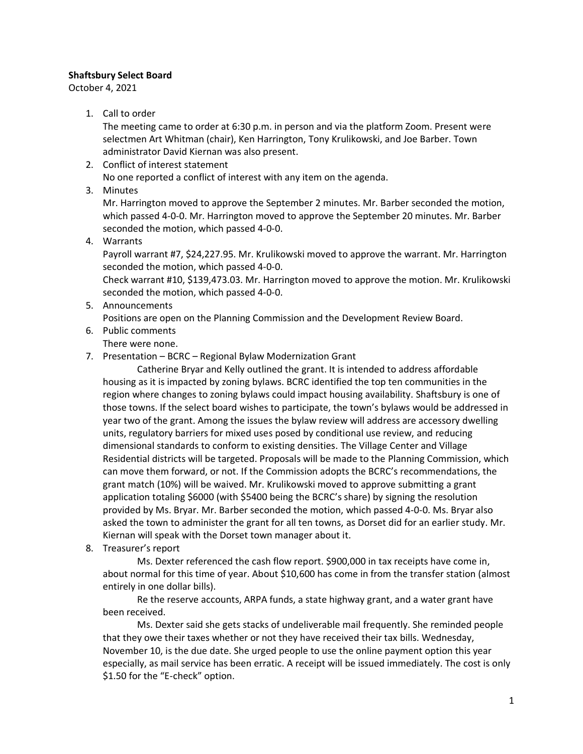**Shaftsbury Select Board**

October 4, 2021

1. Call to order

   The meeting came to order at 6:30 p.m. in person and via the platform Zoom. Present were selectmen Art Whitman (chair), Ken Harrington, Tony Krulikowski, and Joe Barber. Town administrator David Kiernan was also present.

2. Conflict of interest statement

   No one reported a conflict of interest with any item on the agenda.

3. Minutes

   Mr. Harrington moved to approve the September 2 minutes. Mr. Barber seconded the motion, which passed 4-0-0. Mr. Harrington moved to approve the September 20 minutes. Mr. Barber seconded the motion, which passed 4-0-0.

4. Warrants

   Payroll warrant #7, $24,227.95. Mr. Krulikowski moved to approve the warrant. Mr. Harrington seconded the motion, which passed 4-0-0.

   Check warrant #10, $139,473.03. Mr. Harrington moved to approve the motion. Mr. Krulikowski seconded the motion, which passed 4-0-0.

5. Announcements

   Positions are open on the Planning Commission and the Development Review Board.

6. Public comments

   There were none.

7. Presentation – BCRC – Regional Bylaw Modernization Grant

   Catherine Bryar and Kelly outlined the grant. It is intended to address affordable housing as it is impacted by zoning bylaws. BCRC identified the top ten communities in the region where changes to zoning bylaws could impact housing availability. Shaftsbury is one of those towns. If the select board wishes to participate, the town's bylaws would be addressed in year two of the grant. Among the issues the bylaw review will address are accessory dwelling units, regulatory barriers for mixed uses posed by conditional use review, and reducing dimensional standards to conform to existing densities. The Village Center and Village Residential districts will be targeted. Proposals will be made to the Planning Commission, which can move them forward, or not. If the Commission adopts the BCRC's recommendations, the grant match (10%) will be waived. Mr. Krulikowski moved to approve submitting a grant application totaling $6000 (with $5400 being the BCRC's share) by signing the resolution provided by Ms. Bryar. Mr. Barber seconded the motion, which passed 4-0-0. Ms. Bryar also asked the town to administer the grant for all ten towns, as Dorset did for an earlier study. Mr. Kiernan will speak with the Dorset town manager about it.

8. Treasurer's report

   Ms. Dexter referenced the cash flow report. $900,000 in tax receipts have come in, about normal for this time of year. About $10,600 has come in from the transfer station (almost entirely in one dollar bills).

   Re the reserve accounts, ARPA funds, a state highway grant, and a water grant have been received.

   Ms. Dexter said she gets stacks of undeliverable mail frequently. She reminded people that they owe their taxes whether or not they have received their tax bills. Wednesday, November 10, is the due date. She urged people to use the online payment option this year especially, as mail service has been erratic. A receipt will be issued immediately. The cost is only $1.50 for the "E-check" option.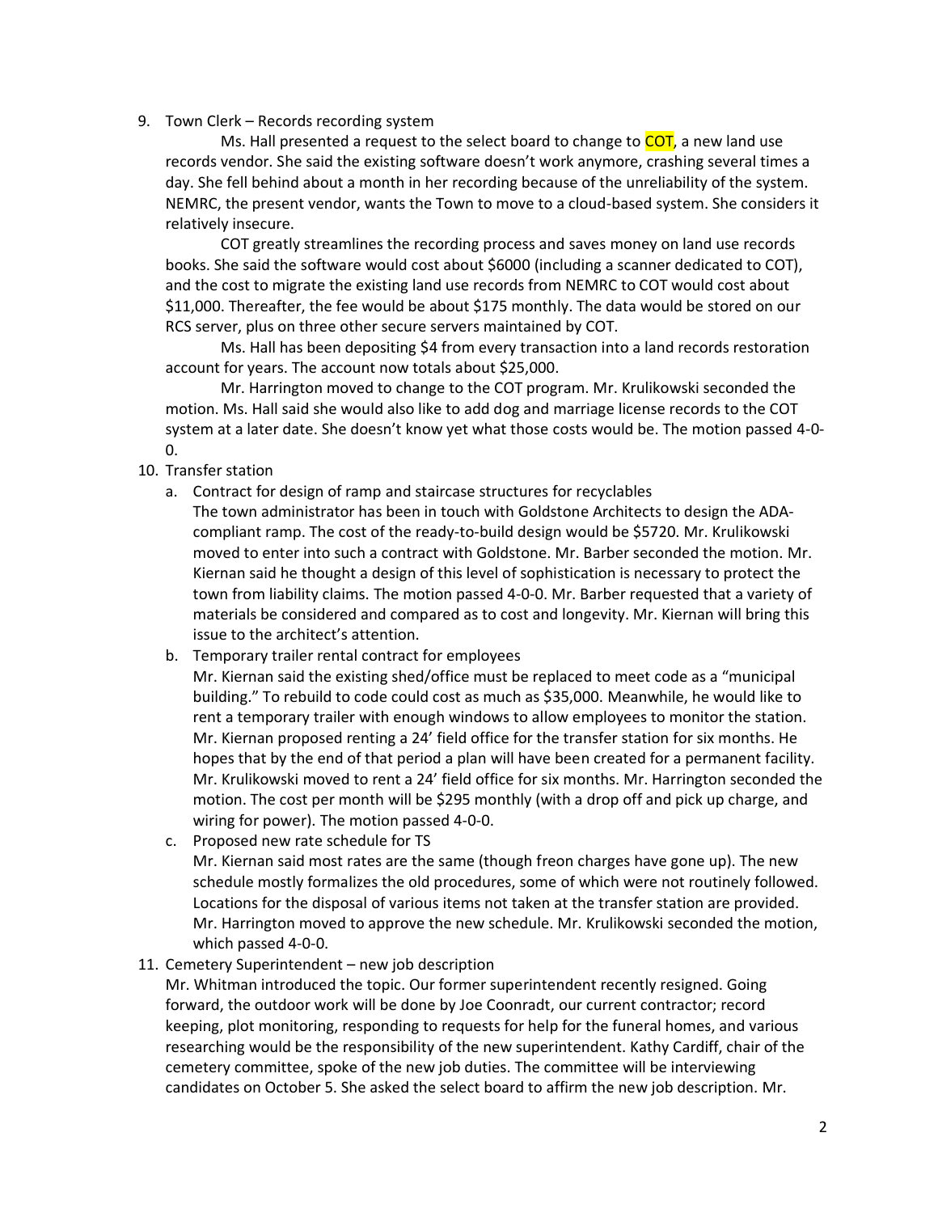9. Town Clerk – Records recording system

   Ms. Hall presented a request to the select board to change to COT, a new land use records vendor. She said the existing software doesn't work anymore, crashing several times a day. She fell behind about a month in her recording because of the unreliability of the system. NEMRC, the present vendor, wants the Town to move to a cloud-based system. She considers it relatively insecure.

   COT greatly streamlines the recording process and saves money on land use records books. She said the software would cost about $6000 (including a scanner dedicated to COT), and the cost to migrate the existing land use records from NEMRC to COT would cost about $11,000. Thereafter, the fee would be about $175 monthly. The data would be stored on our RCS server, plus on three other secure servers maintained by COT.

   Ms. Hall has been depositing $4 from every transaction into a land records restoration account for years. The account now totals about $25,000.

   Mr. Harrington moved to change to the COT program. Mr. Krulikowski seconded the motion. Ms. Hall said she would also like to add dog and marriage license records to the COT system at a later date. She doesn't know yet what those costs would be. The motion passed 4-0-0.

10. Transfer station
    a. Contract for design of ramp and staircase structures for recyclables

       The town administrator has been in touch with Goldstone Architects to design the ADA-compliant ramp. The cost of the ready-to-build design would be $5720. Mr. Krulikowski moved to enter into such a contract with Goldstone. Mr. Barber seconded the motion. Mr. Kiernan said he thought a design of this level of sophistication is necessary to protect the town from liability claims. The motion passed 4-0-0. Mr. Barber requested that a variety of materials be considered and compared as to cost and longevity. Mr. Kiernan will bring this issue to the architect's attention.
    b. Temporary trailer rental contract for employees

       Mr. Kiernan said the existing shed/office must be replaced to meet code as a "municipal building." To rebuild to code could cost as much as $35,000. Meanwhile, he would like to rent a temporary trailer with enough windows to allow employees to monitor the station. Mr. Kiernan proposed renting a 24' field office for the transfer station for six months. He hopes that by the end of that period a plan will have been created for a permanent facility. Mr. Krulikowski moved to rent a 24' field office for six months. Mr. Harrington seconded the motion. The cost per month will be $295 monthly (with a drop off and pick up charge, and wiring for power). The motion passed 4-0-0.
    c. Proposed new rate schedule for TS

       Mr. Kiernan said most rates are the same (though freon charges have gone up). The new schedule mostly formalizes the old procedures, some of which were not routinely followed. Locations for the disposal of various items not taken at the transfer station are provided. Mr. Harrington moved to approve the new schedule. Mr. Krulikowski seconded the motion, which passed 4-0-0.

11. Cemetery Superintendent – new job description

    Mr. Whitman introduced the topic. Our former superintendent recently resigned. Going forward, the outdoor work will be done by Joe Coonradt, our current contractor; record keeping, plot monitoring, responding to requests for help for the funeral homes, and various researching would be the responsibility of the new superintendent. Kathy Cardiff, chair of the cemetery committee, spoke of the new job duties. The committee will be interviewing candidates on October 5. She asked the select board to affirm the new job description. Mr.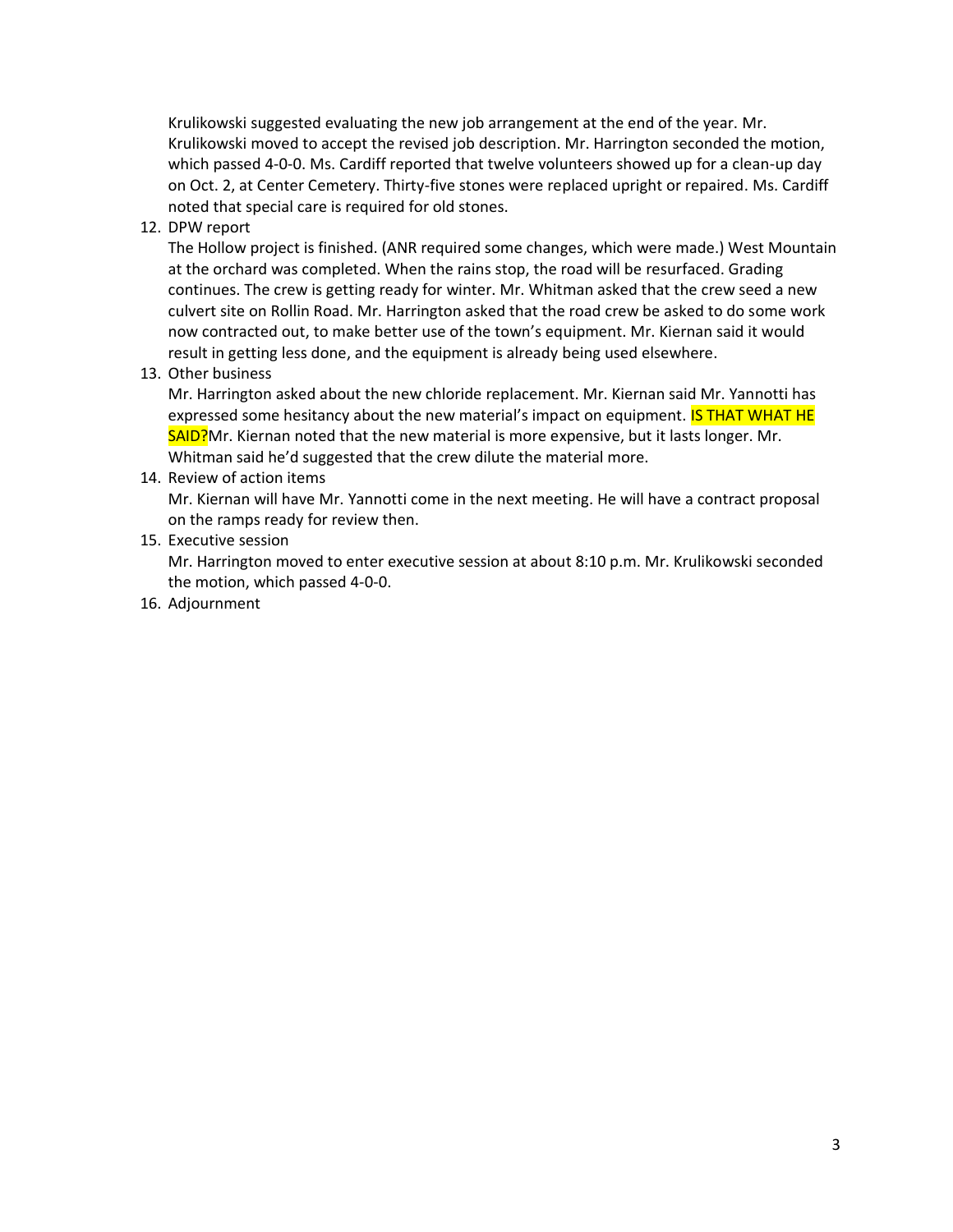Krulikowski suggested evaluating the new job arrangement at the end of the year. Mr. Krulikowski moved to accept the revised job description. Mr. Harrington seconded the motion, which passed 4-0-0. Ms. Cardiff reported that twelve volunteers showed up for a clean-up day on Oct. 2, at Center Cemetery. Thirty-five stones were replaced upright or repaired. Ms. Cardiff noted that special care is required for old stones.

12. DPW report
    The Hollow project is finished. (ANR required some changes, which were made.) West Mountain at the orchard was completed. When the rains stop, the road will be resurfaced. Grading continues. The crew is getting ready for winter. Mr. Whitman asked that the crew seed a new culvert site on Rollin Road. Mr. Harrington asked that the road crew be asked to do some work now contracted out, to make better use of the town's equipment. Mr. Kiernan said it would result in getting less done, and the equipment is already being used elsewhere.
13. Other business
    Mr. Harrington asked about the new chloride replacement. Mr. Kiernan said Mr. Yannotti has expressed some hesitancy about the new material's impact on equipment. IS THAT WHAT HE SAID?Mr. Kiernan noted that the new material is more expensive, but it lasts longer. Mr. Whitman said he'd suggested that the crew dilute the material more.
14. Review of action items
    Mr. Kiernan will have Mr. Yannotti come in the next meeting. He will have a contract proposal on the ramps ready for review then.
15. Executive session
    Mr. Harrington moved to enter executive session at about 8:10 p.m. Mr. Krulikowski seconded the motion, which passed 4-0-0.
16. Adjournment